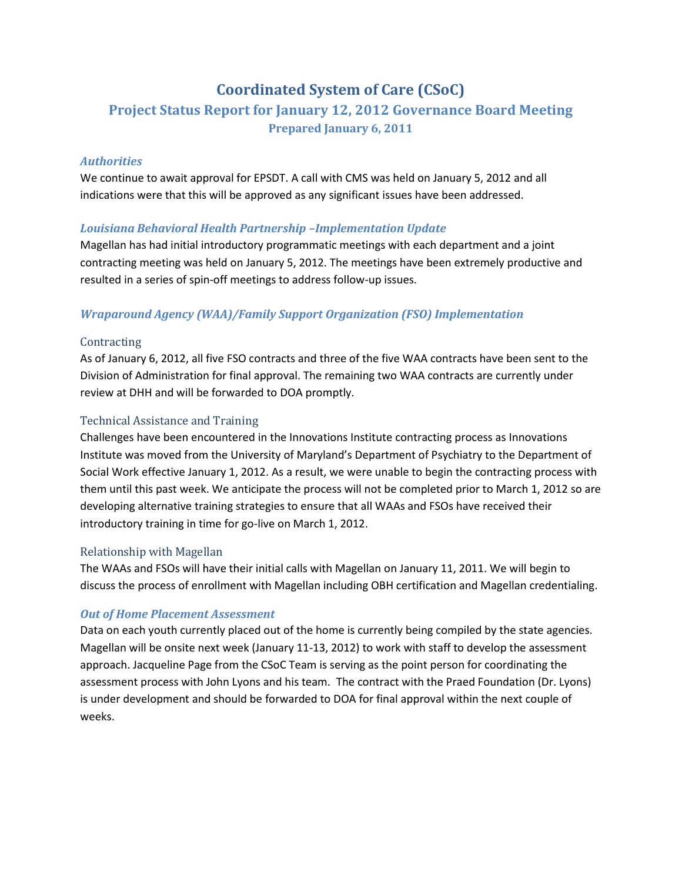# Coordinated System of Care (CSoC)

## Project Status Report for January 12, 2012 Governance Board Meeting

### Prepared January 6, 2011

### *Authorities*

We continue to await approval for EPSDT. A call with CMS was held on January 5, 2012 and all indications were that this will be approved as any significant issues have been addressed.

### *Louisiana Behavioral Health Partnership –Implementation Update*

Magellan has had initial introductory programmatic meetings with each department and a joint contracting meeting was held on January 5, 2012. The meetings have been extremely productive and resulted in a series of spin-off meetings to address follow-up issues.

### *Wraparound Agency (WAA)/Family Support Organization (FSO) Implementation*

#### Contracting

As of January 6, 2012, all five FSO contracts and three of the five WAA contracts have been sent to the Division of Administration for final approval. The remaining two WAA contracts are currently under review at DHH and will be forwarded to DOA promptly.

#### Technical Assistance and Training

Challenges have been encountered in the Innovations Institute contracting process as Innovations Institute was moved from the University of Maryland's Department of Psychiatry to the Department of Social Work effective January 1, 2012. As a result, we were unable to begin the contracting process with them until this past week. We anticipate the process will not be completed prior to March 1, 2012 so are developing alternative training strategies to ensure that all WAAs and FSOs have received their introductory training in time for go-live on March 1, 2012.

#### Relationship with Magellan

The WAAs and FSOs will have their initial calls with Magellan on January 11, 2011. We will begin to discuss the process of enrollment with Magellan including OBH certification and Magellan credentialing.

### *Out of Home Placement Assessment*

Data on each youth currently placed out of the home is currently being compiled by the state agencies. Magellan will be onsite next week (January 11-13, 2012) to work with staff to develop the assessment approach. Jacqueline Page from the CSoC Team is serving as the point person for coordinating the assessment process with John Lyons and his team. The contract with the Praed Foundation (Dr. Lyons) is under development and should be forwarded to DOA for final approval within the next couple of weeks.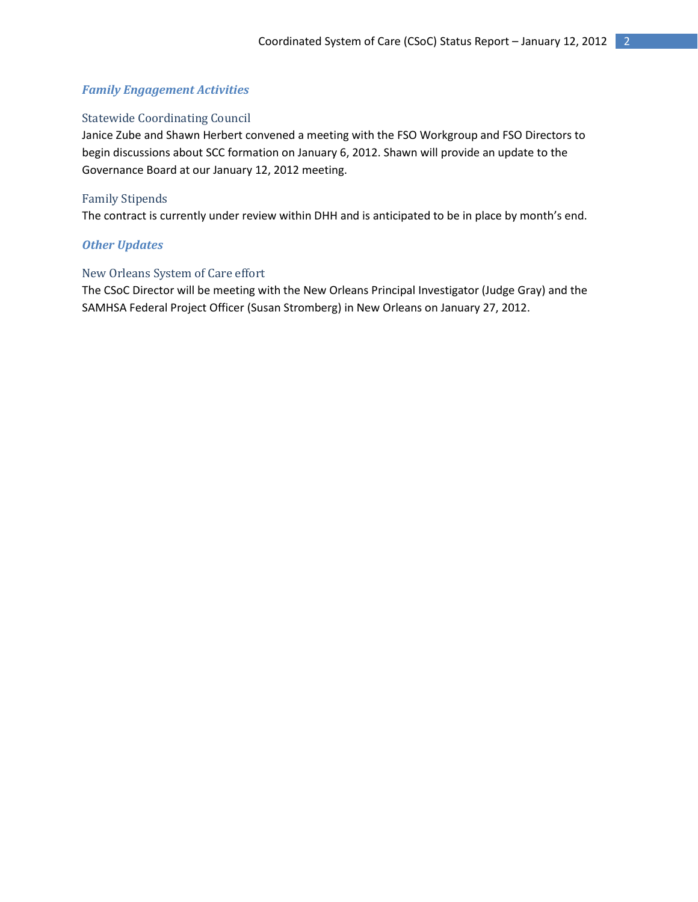## *Family Engagement Activities*

### Statewide Coordinating Council

Janice Zube and Shawn Herbert convened a meeting with the FSO Workgroup and FSO Directors to begin discussions about SCC formation on January 6, 2012. Shawn will provide an update to the Governance Board at our January 12, 2012 meeting.

### Family Stipends

The contract is currently under review within DHH and is anticipated to be in place by month's end.

## *Other Updates*

### New Orleans System of Care effort

The CSoC Director will be meeting with the New Orleans Principal Investigator (Judge Gray) and the SAMHSA Federal Project Officer (Susan Stromberg) in New Orleans on January 27, 2012.